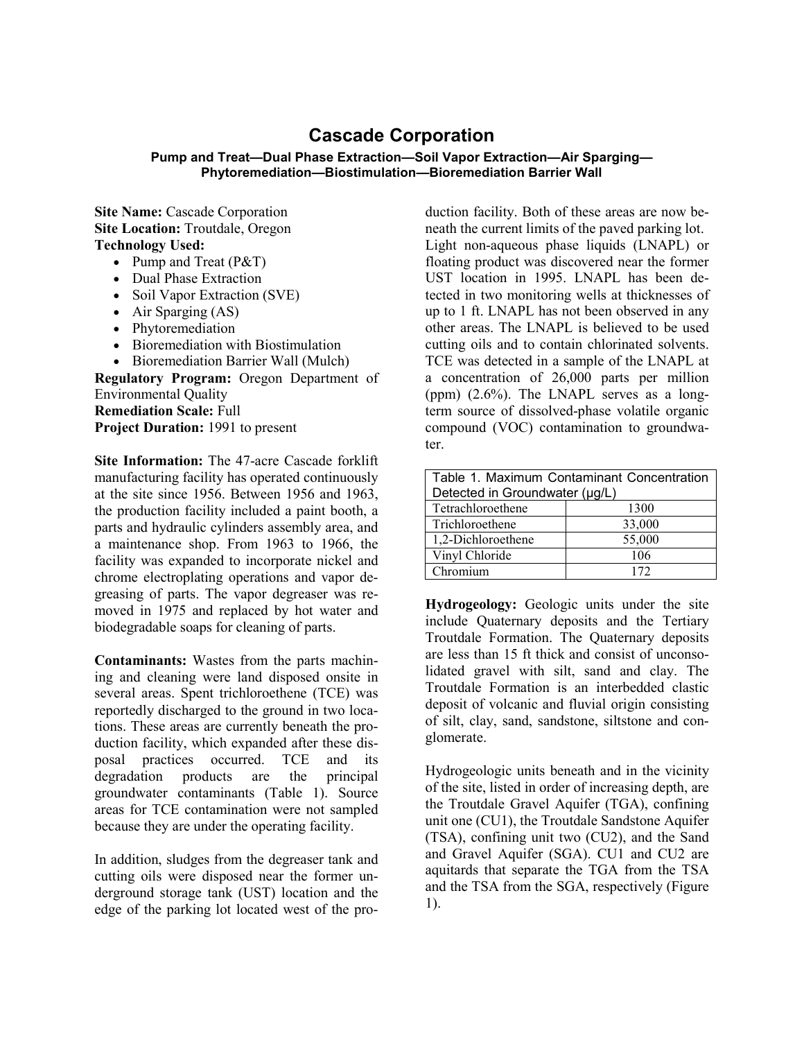# Cascade Corporation

### Pump and Treat—Dual Phase Extraction—Soil Vapor Extraction—Air Sparging—Phytoremediation—Biostimulation—Bioremediation Barrier Wall

**Site Name:** Cascade Corporation
**Site Location:** Troutdale, Oregon
**Technology Used:**

- Pump and Treat (P&T)
- Dual Phase Extraction
- Soil Vapor Extraction (SVE)
- Air Sparging (AS)
- Phytoremediation
- Bioremediation with Biostimulation
- Bioremediation Barrier Wall (Mulch)

**Regulatory Program:** Oregon Department of Environmental Quality
**Remediation Scale:** Full
**Project Duration:** 1991 to present

**Site Information:** The 47-acre Cascade forklift manufacturing facility has operated continuously at the site since 1956. Between 1956 and 1963, the production facility included a paint booth, a parts and hydraulic cylinders assembly area, and a maintenance shop. From 1963 to 1966, the facility was expanded to incorporate nickel and chrome electroplating operations and vapor degreasing of parts. The vapor degreaser was removed in 1975 and replaced by hot water and biodegradable soaps for cleaning of parts.

**Contaminants:** Wastes from the parts machining and cleaning were land disposed onsite in several areas. Spent trichloroethene (TCE) was reportedly discharged to the ground in two locations. These areas are currently beneath the production facility, which expanded after these disposal practices occurred. TCE and its degradation products are the principal groundwater contaminants (Table 1). Source areas for TCE contamination were not sampled because they are under the operating facility.

In addition, sludges from the degreaser tank and cutting oils were disposed near the former underground storage tank (UST) location and the edge of the parking lot located west of the production facility. Both of these areas are now beneath the current limits of the paved parking lot. Light non-aqueous phase liquids (LNAPL) or floating product was discovered near the former UST location in 1995. LNAPL has been detected in two monitoring wells at thicknesses of up to 1 ft. LNAPL has not been observed in any other areas. The LNAPL is believed to be used cutting oils and to contain chlorinated solvents. TCE was detected in a sample of the LNAPL at a concentration of 26,000 parts per million (ppm) (2.6%). The LNAPL serves as a long-term source of dissolved-phase volatile organic compound (VOC) contamination to groundwater.

| Table 1. Maximum Contaminant Concentration Detected in Groundwater (μg/L) | |
|---|---|
| Tetrachloroethene | 1300 |
| Trichloroethene | 33,000 |
| 1,2-Dichloroethene | 55,000 |
| Vinyl Chloride | 106 |
| Chromium | 172 |

**Hydrogeology:** Geologic units under the site include Quaternary deposits and the Tertiary Troutdale Formation. The Quaternary deposits are less than 15 ft thick and consist of unconsolidated gravel with silt, sand and clay. The Troutdale Formation is an interbedded clastic deposit of volcanic and fluvial origin consisting of silt, clay, sand, sandstone, siltstone and conglomerate.

Hydrogeologic units beneath and in the vicinity of the site, listed in order of increasing depth, are the Troutdale Gravel Aquifer (TGA), confining unit one (CU1), the Troutdale Sandstone Aquifer (TSA), confining unit two (CU2), and the Sand and Gravel Aquifer (SGA). CU1 and CU2 are aquitards that separate the TGA from the TSA and the TSA from the SGA, respectively (Figure 1).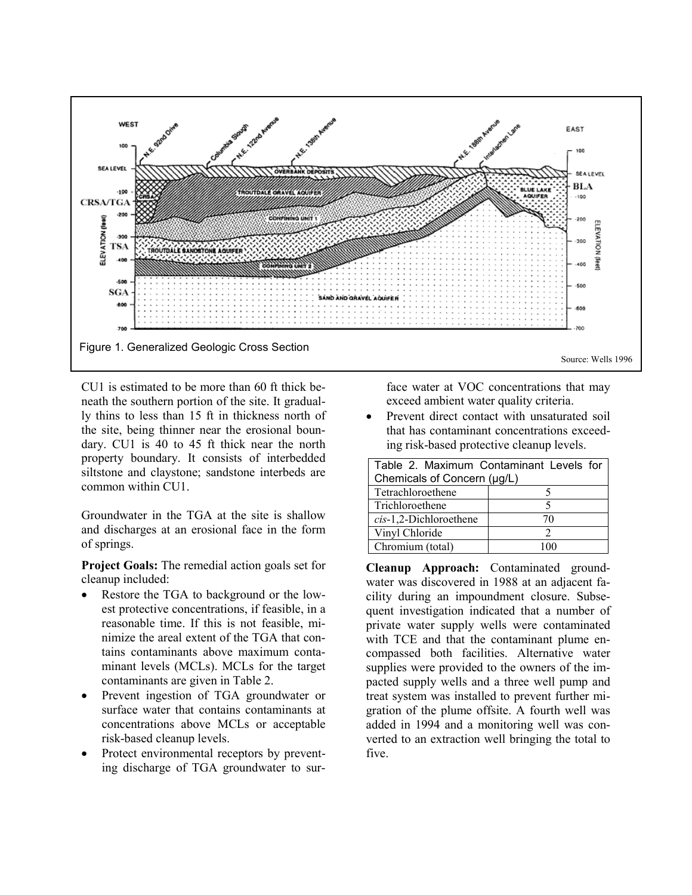Figure 1. Generalized Geologic Cross Section

Source: Wells 1996

CU1 is estimated to be more than 60 ft thick beneath the southern portion of the site. It gradually thins to less than 15 ft in thickness north of the site, being thinner near the erosional boundary. CU1 is 40 to 45 ft thick near the north property boundary. It consists of interbedded siltstone and claystone; sandstone interbeds are common within CU1.

Groundwater in the TGA at the site is shallow and discharges at an erosional face in the form of springs.

**Project Goals:** The remedial action goals set for cleanup included:

- Restore the TGA to background or the lowest protective concentrations, if feasible, in a reasonable time. If this is not feasible, minimize the areal extent of the TGA that contains contaminants above maximum contaminant levels (MCLs). MCLs for the target contaminants are given in Table 2.
- Prevent ingestion of TGA groundwater or surface water that contains contaminants at concentrations above MCLs or acceptable risk-based cleanup levels.
- Protect environmental receptors by preventing discharge of TGA groundwater to surface water at VOC concentrations that may exceed ambient water quality criteria.
- Prevent direct contact with unsaturated soil that has contaminant concentrations exceeding risk-based protective cleanup levels.

Table 2. Maximum Contaminant Levels for Chemicals of Concern (μg/L)

| Chemical | MCL |
| --- | --- |
| Tetrachloroethene | 5 |
| Trichloroethene | 5 |
| *cis*-1,2-Dichloroethene | 70 |
| Vinyl Chloride | 2 |
| Chromium (total) | 100 |

**Cleanup Approach:** Contaminated groundwater was discovered in 1988 at an adjacent facility during an impoundment closure. Subsequent investigation indicated that a number of private water supply wells were contaminated with TCE and that the contaminant plume encompassed both facilities. Alternative water supplies were provided to the owners of the impacted supply wells and a three well pump and treat system was installed to prevent further migration of the plume offsite. A fourth well was added in 1994 and a monitoring well was converted to an extraction well bringing the total to five.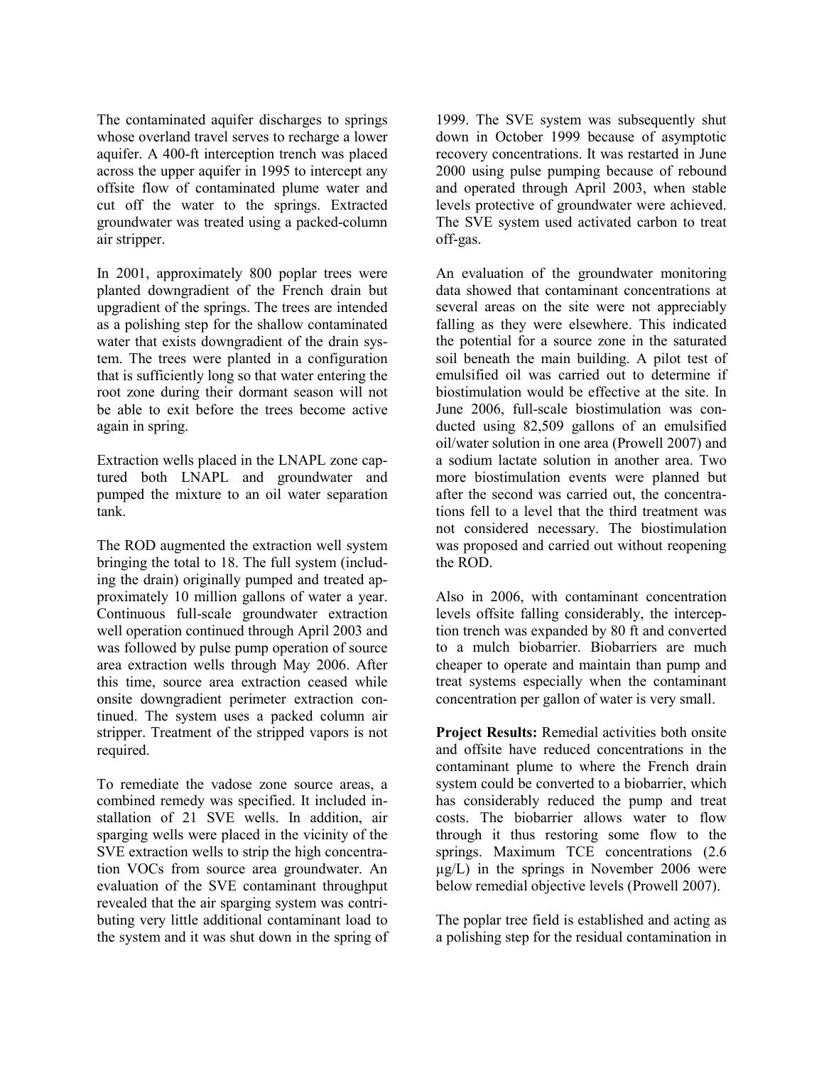The contaminated aquifer discharges to springs whose overland travel serves to recharge a lower aquifer. A 400-ft interception trench was placed across the upper aquifer in 1995 to intercept any offsite flow of contaminated plume water and cut off the water to the springs. Extracted groundwater was treated using a packed-column air stripper.

In 2001, approximately 800 poplar trees were planted downgradient of the French drain but upgradient of the springs. The trees are intended as a polishing step for the shallow contaminated water that exists downgradient of the drain system. The trees were planted in a configuration that is sufficiently long so that water entering the root zone during their dormant season will not be able to exit before the trees become active again in spring.

Extraction wells placed in the LNAPL zone captured both LNAPL and groundwater and pumped the mixture to an oil water separation tank.

The ROD augmented the extraction well system bringing the total to 18. The full system (including the drain) originally pumped and treated approximately 10 million gallons of water a year. Continuous full-scale groundwater extraction well operation continued through April 2003 and was followed by pulse pump operation of source area extraction wells through May 2006. After this time, source area extraction ceased while onsite downgradient perimeter extraction continued. The system uses a packed column air stripper. Treatment of the stripped vapors is not required.

To remediate the vadose zone source areas, a combined remedy was specified. It included installation of 21 SVE wells. In addition, air sparging wells were placed in the vicinity of the SVE extraction wells to strip the high concentration VOCs from source area groundwater. An evaluation of the SVE contaminant throughput revealed that the air sparging system was contributing very little additional contaminant load to the system and it was shut down in the spring of 1999. The SVE system was subsequently shut down in October 1999 because of asymptotic recovery concentrations. It was restarted in June 2000 using pulse pumping because of rebound and operated through April 2003, when stable levels protective of groundwater were achieved. The SVE system used activated carbon to treat off-gas.

An evaluation of the groundwater monitoring data showed that contaminant concentrations at several areas on the site were not appreciably falling as they were elsewhere. This indicated the potential for a source zone in the saturated soil beneath the main building. A pilot test of emulsified oil was carried out to determine if biostimulation would be effective at the site. In June 2006, full-scale biostimulation was conducted using 82,509 gallons of an emulsified oil/water solution in one area (Prowell 2007) and a sodium lactate solution in another area. Two more biostimulation events were planned but after the second was carried out, the concentrations fell to a level that the third treatment was not considered necessary. The biostimulation was proposed and carried out without reopening the ROD.

Also in 2006, with contaminant concentration levels offsite falling considerably, the interception trench was expanded by 80 ft and converted to a mulch biobarrier. Biobarriers are much cheaper to operate and maintain than pump and treat systems especially when the contaminant concentration per gallon of water is very small.

**Project Results:** Remedial activities both onsite and offsite have reduced concentrations in the contaminant plume to where the French drain system could be converted to a biobarrier, which has considerably reduced the pump and treat costs. The biobarrier allows water to flow through it thus restoring some flow to the springs. Maximum TCE concentrations (2.6 μg/L) in the springs in November 2006 were below remedial objective levels (Prowell 2007).

The poplar tree field is established and acting as a polishing step for the residual contamination in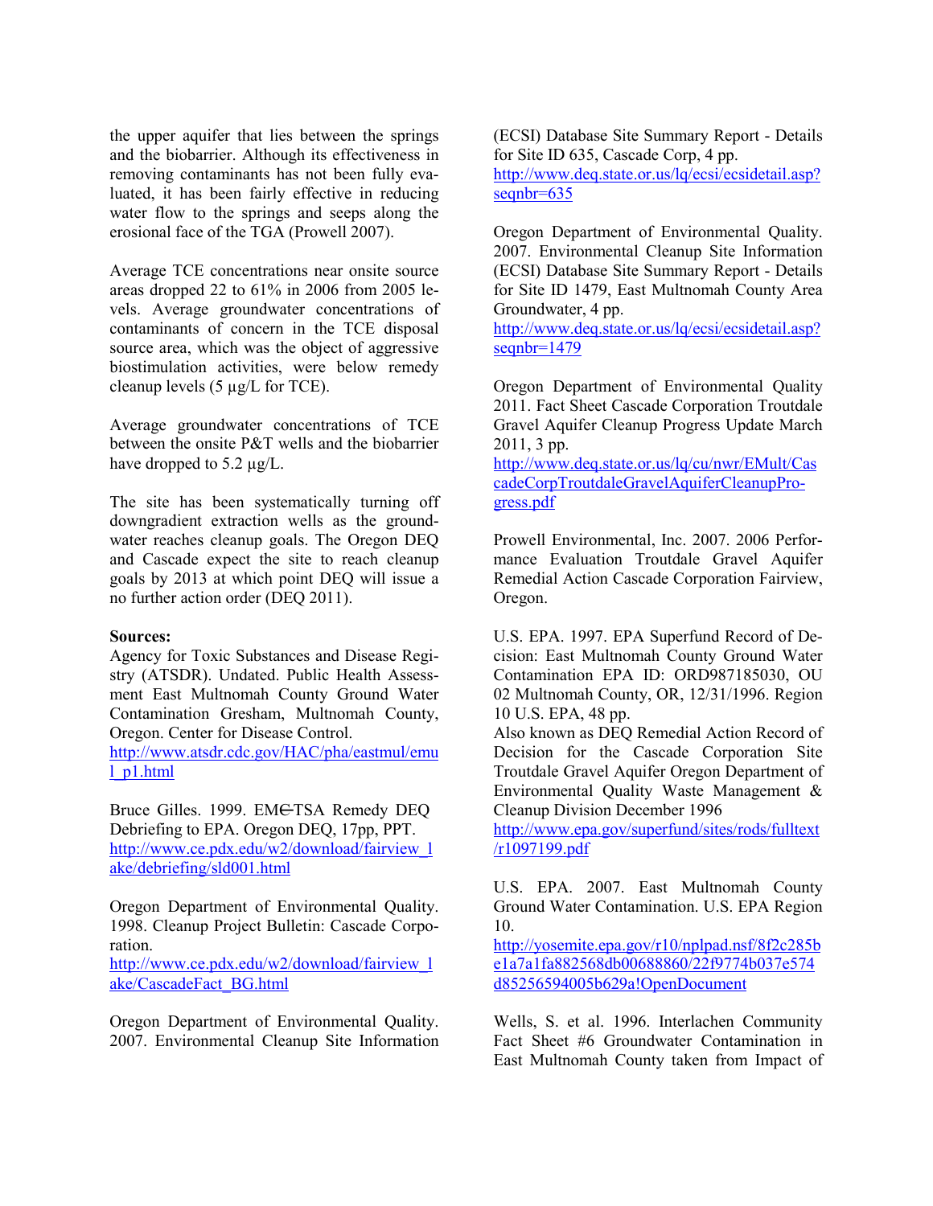the upper aquifer that lies between the springs and the biobarrier. Although its effectiveness in removing contaminants has not been fully evaluated, it has been fairly effective in reducing water flow to the springs and seeps along the erosional face of the TGA (Prowell 2007).

Average TCE concentrations near onsite source areas dropped 22 to 61% in 2006 from 2005 levels. Average groundwater concentrations of contaminants of concern in the TCE disposal source area, which was the object of aggressive biostimulation activities, were below remedy cleanup levels (5 µg/L for TCE).

Average groundwater concentrations of TCE between the onsite P&T wells and the biobarrier have dropped to 5.2 µg/L.

The site has been systematically turning off downgradient extraction wells as the groundwater reaches cleanup goals. The Oregon DEQ and Cascade expect the site to reach cleanup goals by 2013 at which point DEQ will issue a no further action order (DEQ 2011).

**Sources:**

Agency for Toxic Substances and Disease Registry (ATSDR). Undated. Public Health Assessment East Multnomah County Ground Water Contamination Gresham, Multnomah County, Oregon. Center for Disease Control.
http://www.atsdr.cdc.gov/HAC/pha/eastmul/emul_p1.html

Bruce Gilles. 1999. EM∈TSA Remedy DEQ Debriefing to EPA. Oregon DEQ, 17pp, PPT.
http://www.ce.pdx.edu/w2/download/fairview_lake/debriefing/sld001.html

Oregon Department of Environmental Quality. 1998. Cleanup Project Bulletin: Cascade Corporation.
http://www.ce.pdx.edu/w2/download/fairview_lake/CascadeFact_BG.html

Oregon Department of Environmental Quality. 2007. Environmental Cleanup Site Information (ECSI) Database Site Summary Report - Details for Site ID 635, Cascade Corp, 4 pp.
http://www.deq.state.or.us/lq/ecsi/ecsidetail.asp?seqnbr=635

Oregon Department of Environmental Quality. 2007. Environmental Cleanup Site Information (ECSI) Database Site Summary Report - Details for Site ID 1479, East Multnomah County Area Groundwater, 4 pp.
http://www.deq.state.or.us/lq/ecsi/ecsidetail.asp?seqnbr=1479

Oregon Department of Environmental Quality 2011. Fact Sheet Cascade Corporation Troutdale Gravel Aquifer Cleanup Progress Update March 2011, 3 pp.
http://www.deq.state.or.us/lq/cu/nwr/EMult/CascadeCorpTroutdaleGravelAquiferCleanupProgress.pdf

Prowell Environmental, Inc. 2007. 2006 Performance Evaluation Troutdale Gravel Aquifer Remedial Action Cascade Corporation Fairview, Oregon.

U.S. EPA. 1997. EPA Superfund Record of Decision: East Multnomah County Ground Water Contamination EPA ID: ORD987185030, OU 02 Multnomah County, OR, 12/31/1996. Region 10 U.S. EPA, 48 pp.
Also known as DEQ Remedial Action Record of Decision for the Cascade Corporation Site Troutdale Gravel Aquifer Oregon Department of Environmental Quality Waste Management & Cleanup Division December 1996
http://www.epa.gov/superfund/sites/rods/fulltext/r1097199.pdf

U.S. EPA. 2007. East Multnomah County Ground Water Contamination. U.S. EPA Region 10.
http://yosemite.epa.gov/r10/nplpad.nsf/8f2c285be1a7a1fa882568db00688860/22f9774b037e574d85256594005b629a!OpenDocument

Wells, S. et al. 1996. Interlachen Community Fact Sheet #6 Groundwater Contamination in East Multnomah County taken from Impact of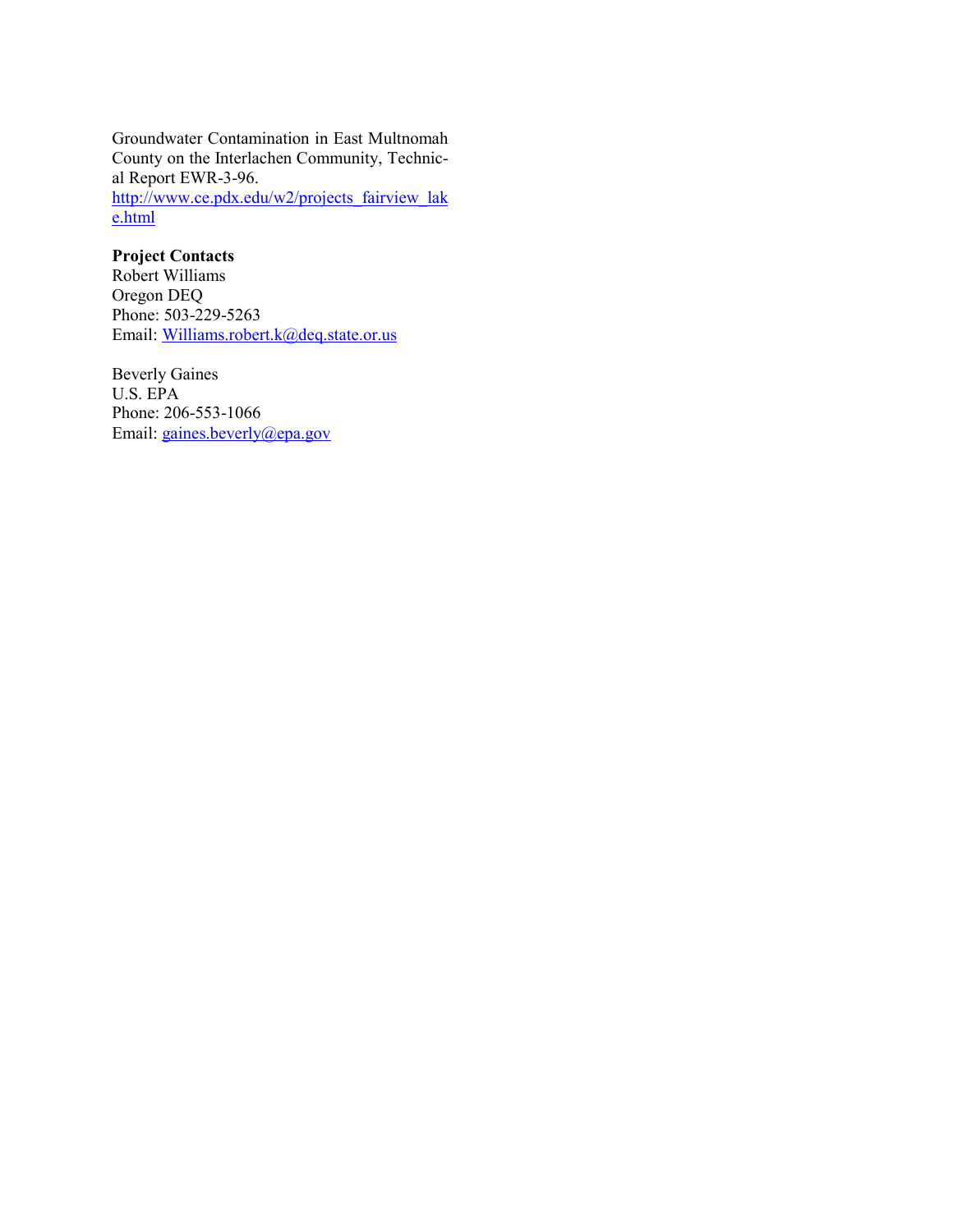Groundwater Contamination in East Multnomah County on the Interlachen Community, Technical Report EWR-3-96.
http://www.ce.pdx.edu/w2/projects_fairview_lake.html

**Project Contacts**
Robert Williams
Oregon DEQ
Phone: 503-229-5263
Email: Williams.robert.k@deq.state.or.us

Beverly Gaines
U.S. EPA
Phone: 206-553-1066
Email: gaines.beverly@epa.gov